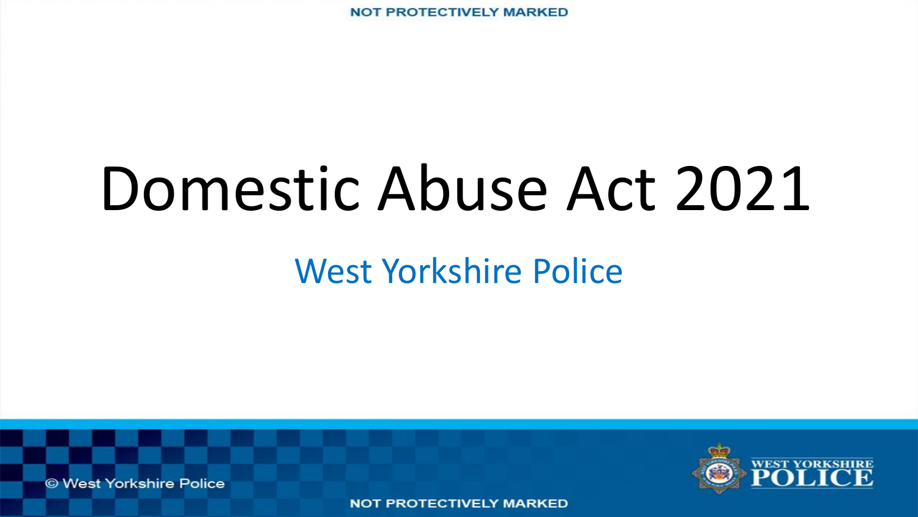# Domestic Abuse Act 2021

West Yorkshire Police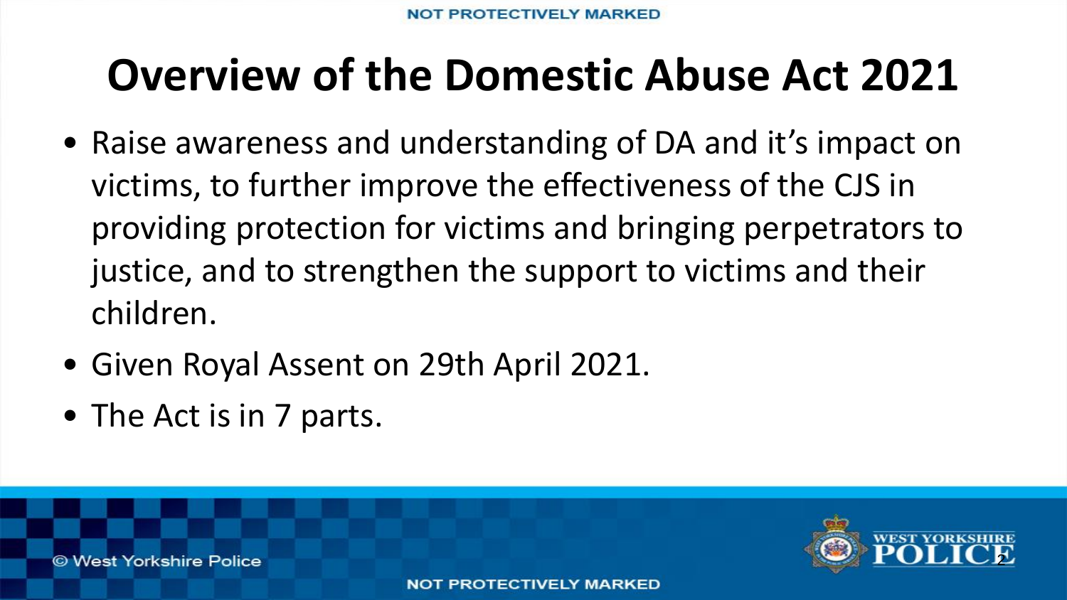# Overview of the Domestic Abuse Act 2021

- Raise awareness and understanding of DA and it's impact on victims, to further improve the effectiveness of the CJS in providing protection for victims and bringing perpetrators to justice, and to strengthen the support to victims and their children.
- Given Royal Assent on 29th April 2021.
- The Act is in 7 parts.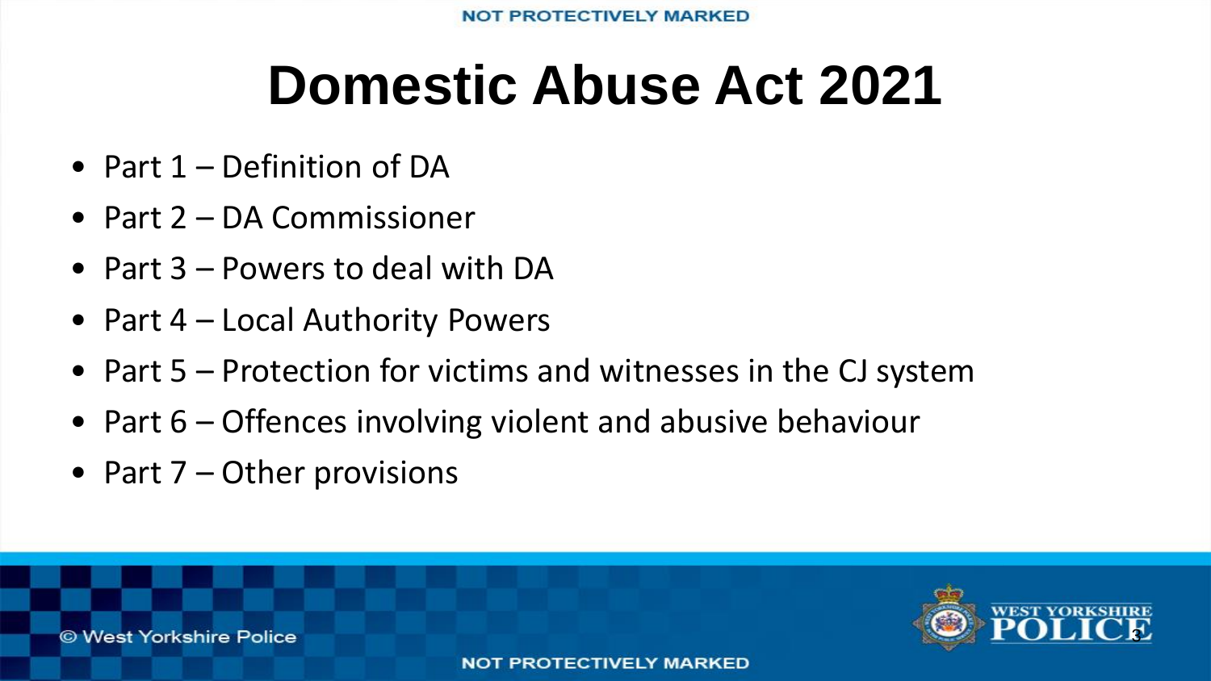# Domestic Abuse Act 2021

- Part 1 – Definition of DA
- Part 2 – DA Commissioner
- Part 3 – Powers to deal with DA
- Part 4 – Local Authority Powers
- Part 5 – Protection for victims and witnesses in the CJ system
- Part 6 – Offences involving violent and abusive behaviour
- Part 7 – Other provisions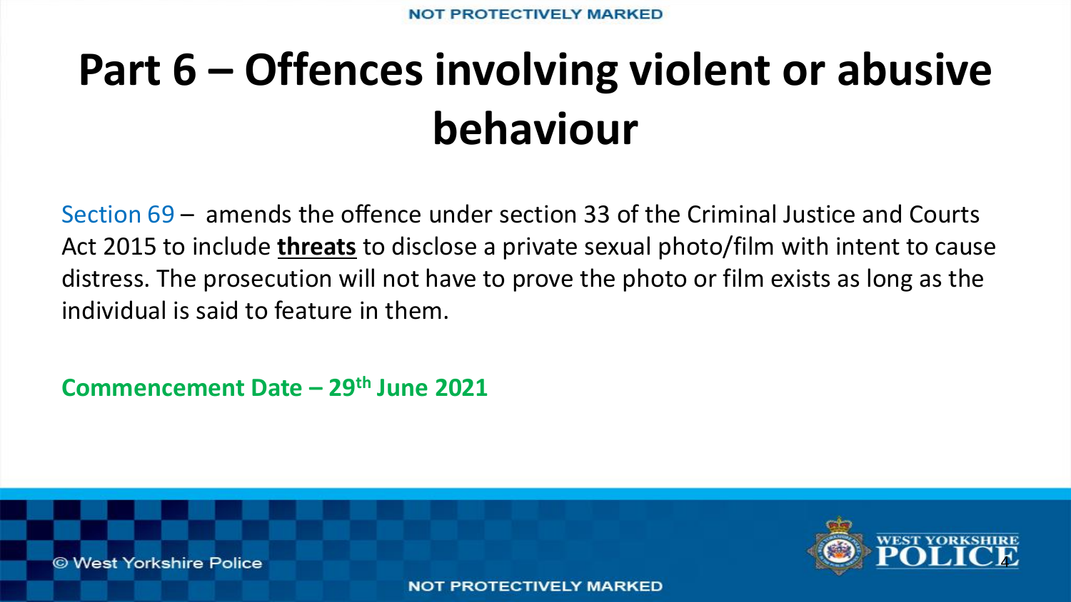# Part 6 – Offences involving violent or abusive behaviour

Section 69 – amends the offence under section 33 of the Criminal Justice and Courts Act 2015 to include **threats** to disclose a private sexual photo/film with intent to cause distress. The prosecution will not have to prove the photo or film exists as long as the individual is said to feature in them.

**Commencement Date – 29th June 2021**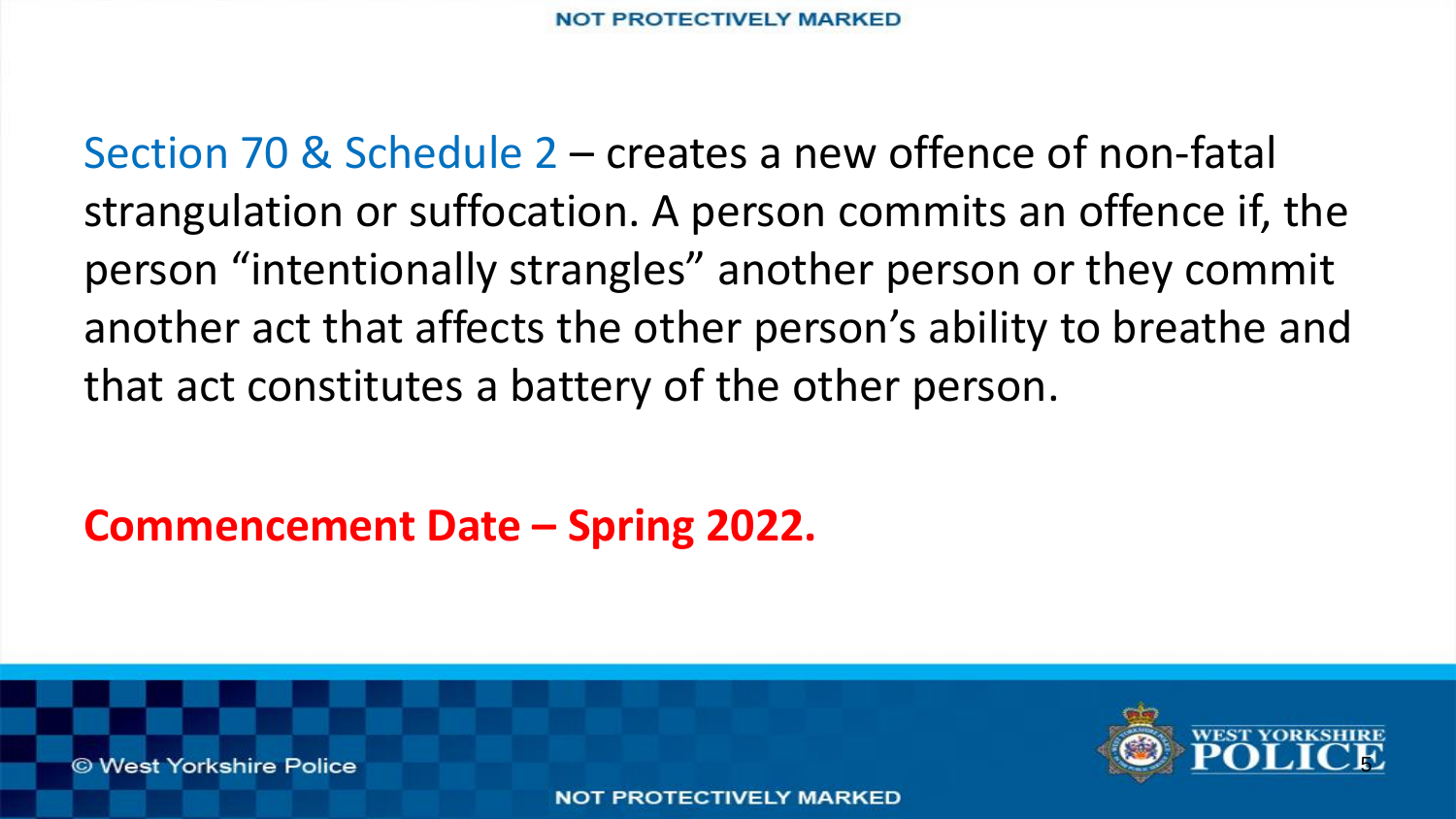Section 70 & Schedule 2 – creates a new offence of non-fatal strangulation or suffocation. A person commits an offence if, the person "intentionally strangles" another person or they commit another act that affects the other person's ability to breathe and that act constitutes a battery of the other person.

**Commencement Date – Spring 2022.**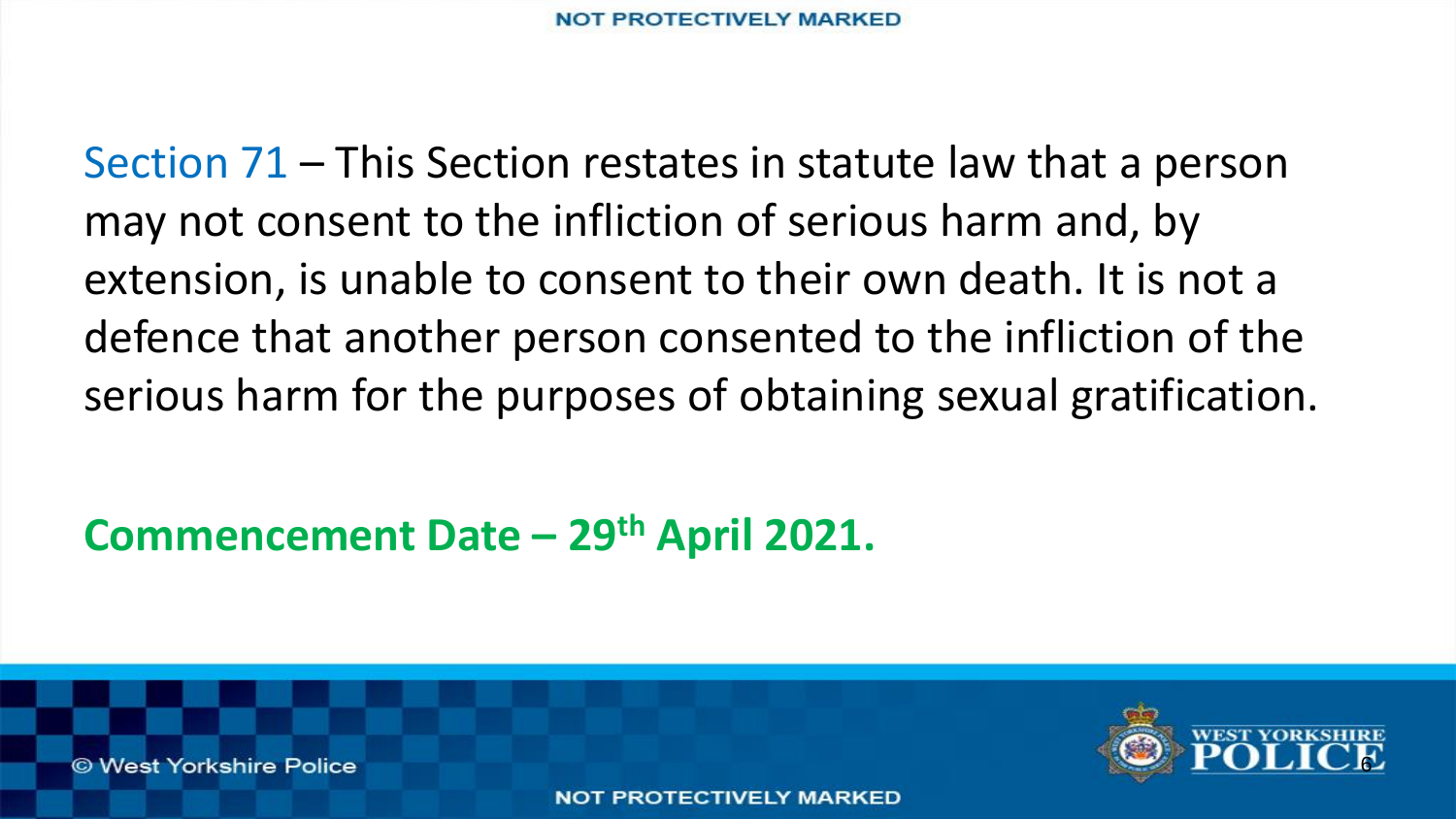Section 71 – This Section restates in statute law that a person may not consent to the infliction of serious harm and, by extension, is unable to consent to their own death. It is not a defence that another person consented to the infliction of the serious harm for the purposes of obtaining sexual gratification.

**Commencement Date – 29th April 2021.**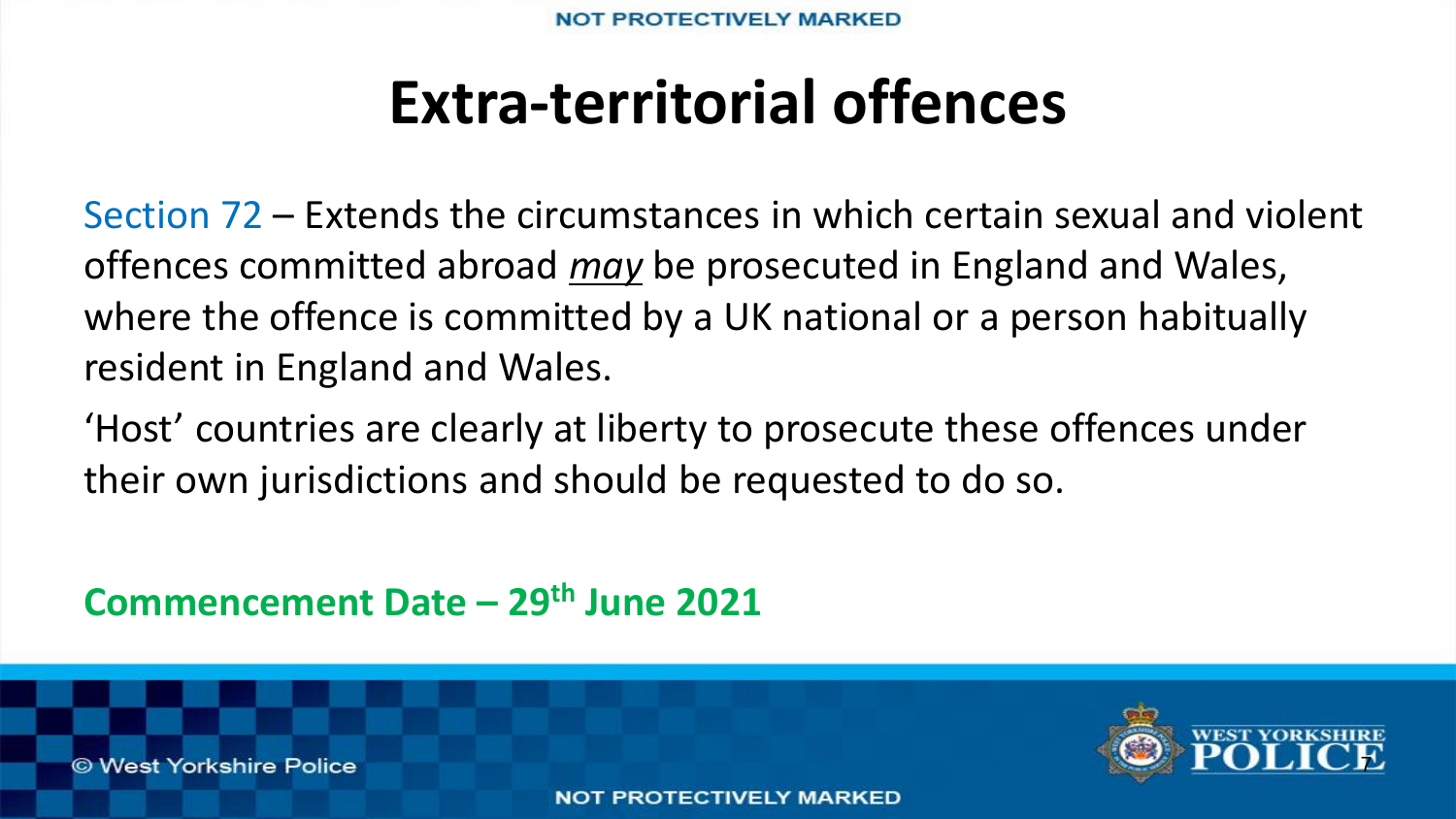# Extra-territorial offences

Section 72 – Extends the circumstances in which certain sexual and violent offences committed abroad *may* be prosecuted in England and Wales, where the offence is committed by a UK national or a person habitually resident in England and Wales.

'Host' countries are clearly at liberty to prosecute these offences under their own jurisdictions and should be requested to do so.

**Commencement Date – 29th June 2021**